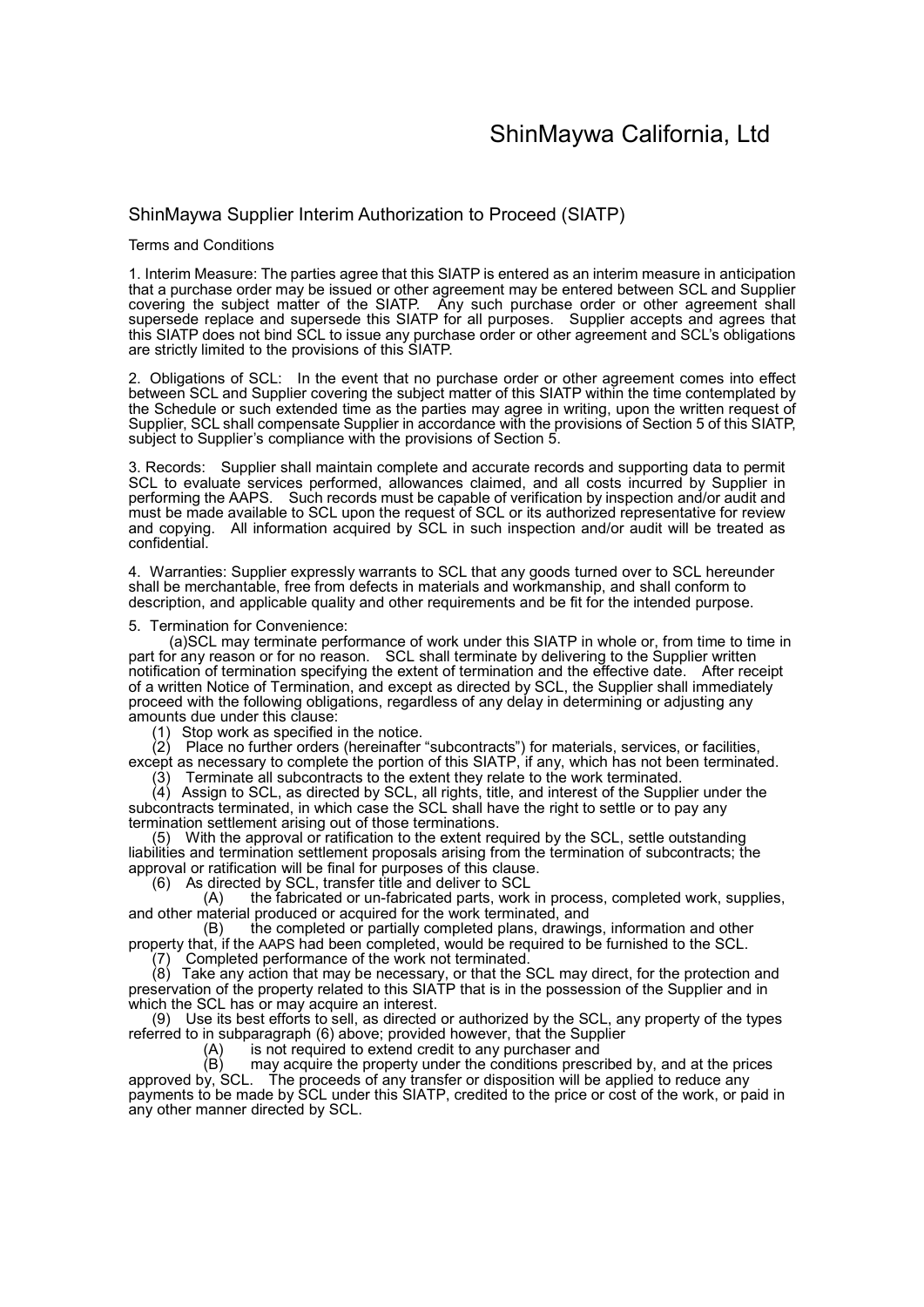# ShinMaywa California, Ltd

## ShinMaywa Supplier Interim Authorization to Proceed (SIATP)

Terms and Conditions

1. Interim Measure: The parties agree that this SIATP is entered as an interim measure in anticipation that a purchase order may be issued or other agreement may be entered between SCL and Supplier covering the subject matter of the SIATP. Any such purchase order or other agreement shall supersede replace and supersede this SIATP for all purposes. Supplier accepts and agrees that this SIATP does not bind SCL to issue any purchase order or other agreement and SCL's obligations are strictly limited to the provisions of this SIATP.

2. Obligations of SCL: In the event that no purchase order or other agreement comes into effect between SCL and Supplier covering the subject matter of this SIATP within the time contemplated by the Schedule or such extended time as the parties may agree in writing, upon the written request of Supplier, SCL shall compensate Supplier in accordance with the provisions of Section 5 of this SIATP, subject to Supplier's compliance with the provisions of Section 5.

3. Records: Supplier shall maintain complete and accurate records and supporting data to permit SCL to evaluate services performed, allowances claimed, and all costs incurred by Supplier in performing the AAPS. Such records must be capable of verification by inspection and/or audit and must be made available to SCL upon the request of SCL or its authorized representative for review and copying. All information acquired by SCL in such inspection and/or audit will be treated as confidential.

4. Warranties: Supplier expressly warrants to SCL that any goods turned over to SCL hereunder shall be merchantable, free from defects in materials and workmanship, and shall conform to description, and applicable quality and other requirements and be fit for the intended purpose.

5. Termination for Convenience:

(a)SCL may terminate performance of work under this SIATP in whole or, from time to time in part for any reason or for no reason. SCL shall terminate by delivering to the Supplier written notification of termination specifying the extent of termination and the effective date. After receipt of a written Notice of Termination, and except as directed by SCL, the Supplier shall immediately proceed with the following obligations, regardless of any delay in determining or adjusting any amounts due under this clause:

(1) Stop work as specified in the notice.

(2) Place no further orders (hereinafter "subcontracts") for materials, services, or facilities, except as necessary to complete the portion of this SIATP, if any, which has not been terminated.

(3) Terminate all subcontracts to the extent they relate to the work terminated.

(4) Assign to SCL, as directed by SCL, all rights, title, and interest of the Supplier under the subcontracts terminated, in which case the SCL shall have the right to settle or to pay any termination settlement arising out of those terminations.

(5) With the approval or ratification to the extent required by the SCL, settle outstanding liabilities and termination settlement proposals arising from the termination of subcontracts; the approval or ratification will be final for purposes of this clause.

(6) As directed by SCL, transfer title and deliver to SCL

(A) the fabricated or un-fabricated parts, work in process, completed work, supplies, and other material produced or acquired for the work terminated, and

(B) the completed or partially completed plans, drawings, information and other property that, if the AAPS had been completed, would be required to be furnished to the SCL.

(7) Completed performance of the work not terminated.

(8) Take any action that may be necessary, or that the SCL may direct, for the protection and preservation of the property related to this SIATP that is in the possession of the Supplier and in which the SCL has or may acquire an interest.

(9) Use its best efforts to sell, as directed or authorized by the SCL, any property of the types referred to in subparagraph (6) above; provided however, that the Supplier

(A) is not required to extend credit to any purchaser and

(B) may acquire the property under the conditions prescribed by, and at the prices approved by, SCL. The proceeds of any transfer or disposition will be applied to reduce any payments to be made by SCL under this SIATP, credited to the price or cost of the work, or paid in any other manner directed by SCL.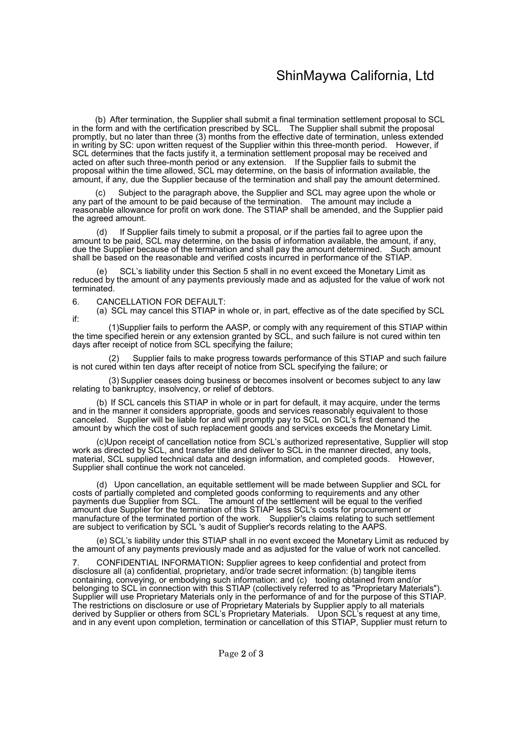(b) After termination, the Supplier shall submit a final termination settlement proposal to SCL in the form and with the certification prescribed by SCL. The Supplier shall submit the proposal promptly, but no later than three (3) months from the effective date of termination, unless extended in writing by SC: upon written request of the Supplier within this three-month period. However, if SCL determines that the facts justify it, a termination settlement proposal may be received and acted on after such three-month period or any extension. If the Supplier fails to submit the proposal within the time allowed, SCL may determine, on the basis of information available, the amount, if any, due the Supplier because of the termination and shall pay the amount determined.

(c) Subject to the paragraph above, the Supplier and SCL may agree upon the whole or any part of the amount to be paid because of the termination. The amount may include a reasonable allowance for profit on work done. The STIAP shall be amended, and the Supplier paid the agreed amount.

(d) If Supplier fails timely to submit a proposal, or if the parties fail to agree upon the amount to be paid, SCL may determine, on the basis of information available, the amount, if any, due the Supplier because of the termination and shall pay the amount determined. Such amount shall be based on the reasonable and verified costs incurred in performance of the STIAP.

(e) SCL's liability under this Section 5 shall in no event exceed the Monetary Limit as reduced by the amount of any payments previously made and as adjusted for the value of work not terminated.

6. CANCELLATION FOR DEFAULT:

(a) SCL may cancel this STIAP in whole or, in part, effective as of the date specified by SCL if:

(1)Supplier fails to perform the AASP, or comply with any requirement of this STIAP within the time specified herein or any extension granted by SCL, and such failure is not cured within ten days after receipt of notice from SCL specifying the failure;

(2) Supplier fails to make progress towards performance of this STIAP and such failure is not cured within ten days after receipt of notice from SCL specifying the failure; or

(3) Supplier ceases doing business or becomes insolvent or becomes subject to any law relating to bankruptcy, insolvency, or relief of debtors.

(b) If SCL cancels this STIAP in whole or in part for default, it may acquire, under the terms and in the manner it considers appropriate, goods and services reasonably equivalent to those canceled. Supplier will be liable for and will promptly pay to SCL on SCL's first demand the amount by which the cost of such replacement goods and services exceeds the Monetary Limit.

(c)Upon receipt of cancellation notice from SCL's authorized representative, Supplier will stop work as directed by SCL, and transfer title and deliver to SCL in the manner directed, any tools, material, SCL supplied technical data and design information, and completed goods. However, Supplier shall continue the work not canceled.

(d) Upon cancellation, an equitable settlement will be made between Supplier and SCL for costs of partially completed and completed goods conforming to requirements and any other payments due Supplier from SCL. The amount of the settlement will be equal to the verified amount due Supplier for the termination of this STIAP less SCL's costs for procurement or manufacture of the terminated portion of the work. Supplier's claims relating to such settlement are subject to verification by SCL 's audit of Supplier's records relating to the AAPS.

(e) SCL's liability under this STIAP shall in no event exceed the Monetary Limit as reduced by the amount of any payments previously made and as adjusted for the value of work not cancelled.

7. CONFIDENTIAL INFORMATION**:** Supplier agrees to keep confidential and protect from disclosure all (a) confidential, proprietary, and/or trade secret information: (b) tangible items containing, conveying, or embodying such information: and (c) tooling obtained from and/or belonging to SCL in connection with this STIAP (collectively referred to as "Proprietary Materials"). Supplier will use Proprietary Materials only in the performance of and for the purpose of this STIAP. The restrictions on disclosure or use of Proprietary Materials by Supplier apply to all materials derived by Supplier or others from SCL's Proprietary Materials. Upon SCL's request at any time, and in any event upon completion, termination or cancellation of this STIAP, Supplier must return to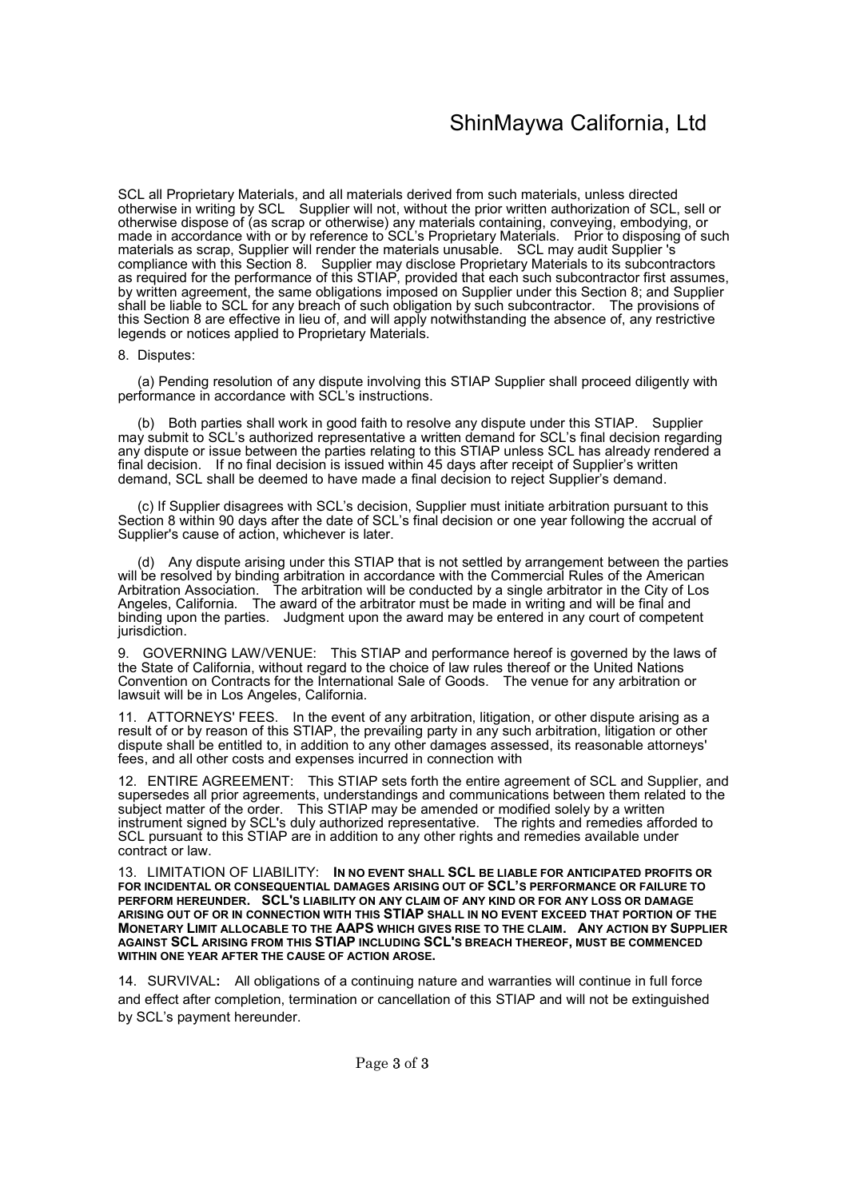SCL all Proprietary Materials, and all materials derived from such materials, unless directed otherwise in writing by SCL Supplier will not, without the prior written authorization of SCL, sell or otherwise dispose of (as scrap or otherwise) any materials containing, conveying, embodying, or made in accordance with or by reference to SCL's Proprietary Materials. Prior to disposing of such materials as scrap, Supplier will render the materials unusable. SCL may audit Supplier 's compliance with this Section 8. Supplier may disclose Proprietary Materials to its subcontractors as required for the performance of this STIAP, provided that each such subcontractor first assumes, by written agreement, the same obligations imposed on Supplier under this Section 8; and Supplier shall be liable to SCL for any breach of such obligation by such subcontractor. The provisions of this Section 8 are effective in lieu of, and will apply notwithstanding the absence of, any restrictive legends or notices applied to Proprietary Materials.

8. Disputes:

(a) Pending resolution of any dispute involving this STIAP Supplier shall proceed diligently with performance in accordance with SCL's instructions.

(b) Both parties shall work in good faith to resolve any dispute under this STIAP. Supplier may submit to SCL's authorized representative a written demand for SCL's final decision regarding any dispute or issue between the parties relating to this STIAP unless SCL has already rendered a final decision. If no final decision is issued within 45 days after receipt of Supplier's written demand, SCL shall be deemed to have made a final decision to reject Supplier's demand.

(c) If Supplier disagrees with SCL's decision, Supplier must initiate arbitration pursuant to this Section 8 within 90 days after the date of SCL's final decision or one year following the accrual of Supplier's cause of action, whichever is later.

(d) Any dispute arising under this STIAP that is not settled by arrangement between the parties will be resolved by binding arbitration in accordance with the Commercial Rules of the American Arbitration Association. The arbitration will be conducted by a single arbitrator in the City of Los Angeles, California. The award of the arbitrator must be made in writing and will be final and binding upon the parties. Judgment upon the award may be entered in any court of competent jurisdiction.

9. GOVERNING LAW/VENUE: This STIAP and performance hereof is governed by the laws of the State of California, without regard to the choice of law rules thereof or the United Nations Convention on Contracts for the International Sale of Goods. The venue for any arbitration or lawsuit will be in Los Angeles, California.

11. ATTORNEYS' FEES. In the event of any arbitration, litigation, or other dispute arising as a result of or by reason of this STIAP, the prevailing party in any such arbitration, litigation or other dispute shall be entitled to, in addition to any other damages assessed, its reasonable attorneys' fees, and all other costs and expenses incurred in connection with

12. ENTIRE AGREEMENT: This STIAP sets forth the entire agreement of SCL and Supplier, and supersedes all prior agreements, understandings and communications between them related to the subject matter of the order. This STIAP may be amended or modified solely by a written instrument signed by SCL's duly authorized representative. The rights and remedies afforded to SCL pursuant to this STIAP are in addition to any other rights and remedies available under contract or law.

13. LIMITATION OF LIABILITY: **IN NO EVENT SHALL SCL BE LIABLE FOR ANTICIPATED PROFITS OR FOR INCIDENTAL OR CONSEQUENTIAL DAMAGES ARISING OUT OF SCL'S PERFORMANCE OR FAILURE TO PERFORM HEREUNDER. SCL'S LIABILITY ON ANY CLAIM OF ANY KIND OR FOR ANY LOSS OR DAMAGE ARISING OUT OF OR IN CONNECTION WITH THIS STIAP SHALL IN NO EVENT EXCEED THAT PORTION OF THE MONETARY LIMIT ALLOCABLE TO THE AAPS WHICH GIVES RISE TO THE CLAIM. ANY ACTION BY SUPPLIER AGAINST SCL ARISING FROM THIS STIAP INCLUDING SCL'S BREACH THEREOF, MUST BE COMMENCED WITHIN ONE YEAR AFTER THE CAUSE OF ACTION AROSE.**

14. SURVIVAL**:** All obligations of a continuing nature and warranties will continue in full force and effect after completion, termination or cancellation of this STIAP and will not be extinguished by SCL's payment hereunder.